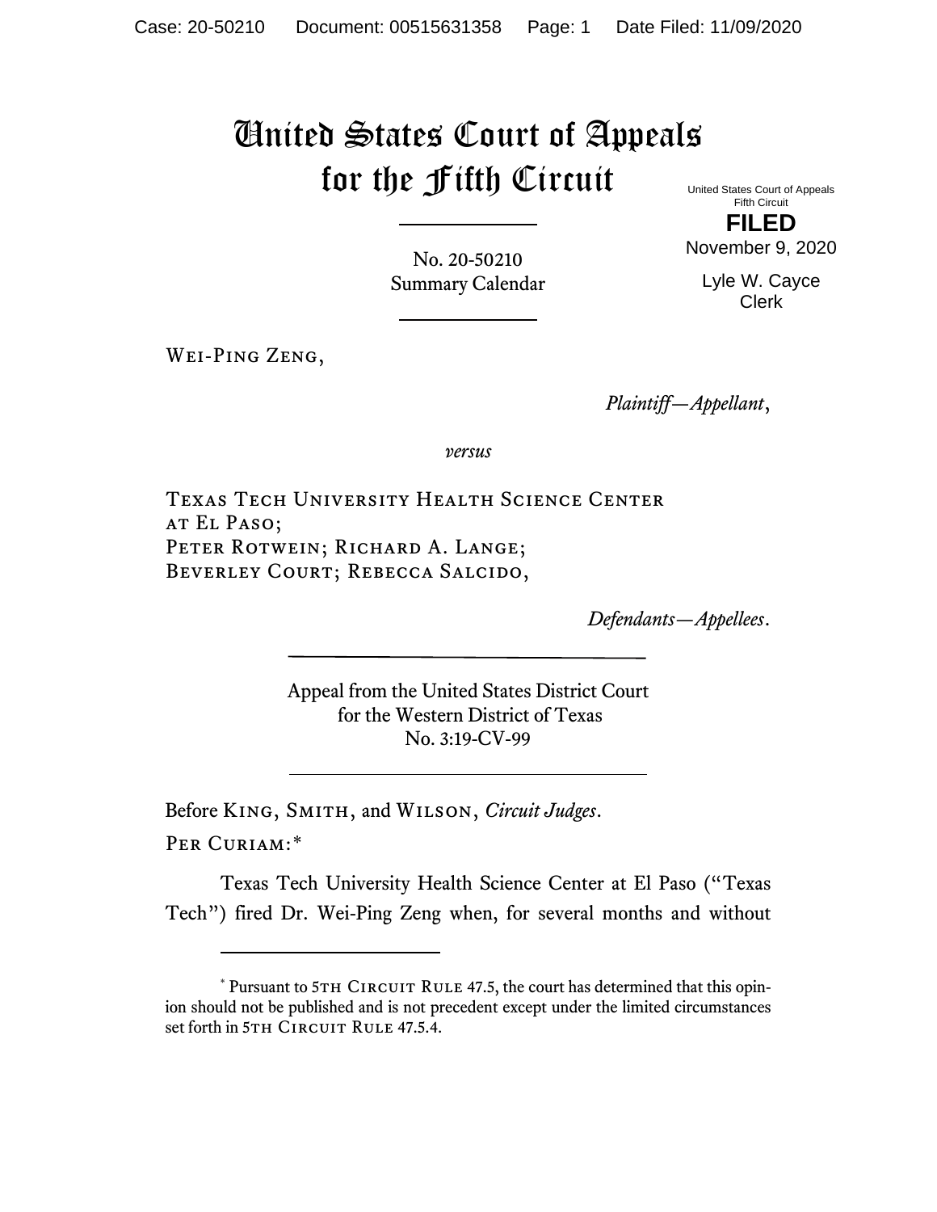# United States Court of Appeals for the Fifth Circuit

United States Court of Appeals
Fifth Circuit

**FILED**

November 9, 2020

Lyle W. Cayce
Clerk

No. 20-50210
Summary Calendar

Wei-Ping Zeng,

*Plaintiff—Appellant*,

*versus*

Texas Tech University Health Science Center at El Paso; Peter Rotwein; Richard A. Lange; Beverley Court; Rebecca Salcido,

*Defendants—Appellees*.

Appeal from the United States District Court
for the Western District of Texas
No. 3:19-CV-99

Before King, Smith, and Wilson, *Circuit Judges*.

Per Curiam:*

Texas Tech University Health Science Center at El Paso ("Texas Tech") fired Dr. Wei-Ping Zeng when, for several months and without

---

\* Pursuant to 5th Circuit Rule 47.5, the court has determined that this opinion should not be published and is not precedent except under the limited circumstances set forth in 5th Circuit Rule 47.5.4.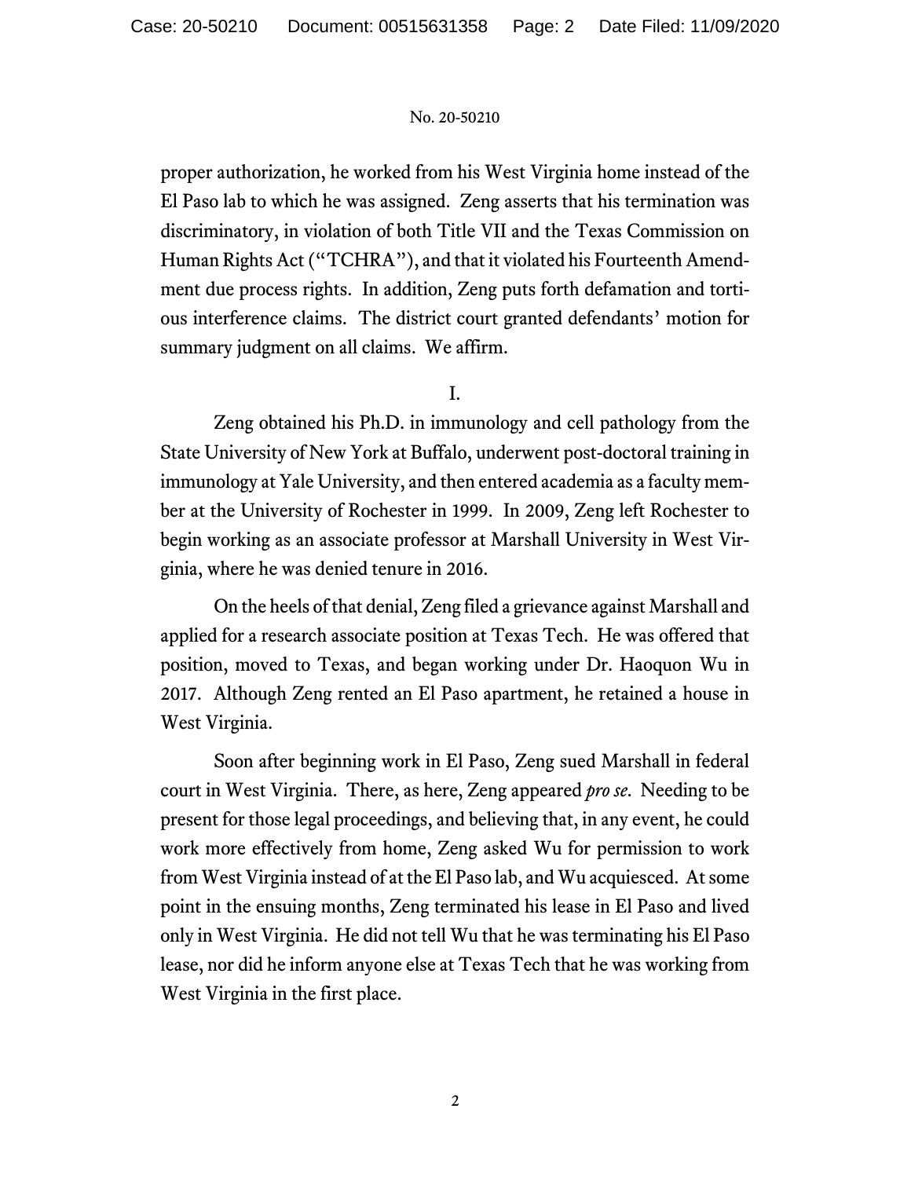proper authorization, he worked from his West Virginia home instead of the El Paso lab to which he was assigned. Zeng asserts that his termination was discriminatory, in violation of both Title VII and the Texas Commission on Human Rights Act ("TCHRA"), and that it violated his Fourteenth Amendment due process rights. In addition, Zeng puts forth defamation and tortious interference claims. The district court granted defendants' motion for summary judgment on all claims. We affirm.

I.

Zeng obtained his Ph.D. in immunology and cell pathology from the State University of New York at Buffalo, underwent post-doctoral training in immunology at Yale University, and then entered academia as a faculty member at the University of Rochester in 1999. In 2009, Zeng left Rochester to begin working as an associate professor at Marshall University in West Virginia, where he was denied tenure in 2016.

On the heels of that denial, Zeng filed a grievance against Marshall and applied for a research associate position at Texas Tech. He was offered that position, moved to Texas, and began working under Dr. Haoquon Wu in 2017. Although Zeng rented an El Paso apartment, he retained a house in West Virginia.

Soon after beginning work in El Paso, Zeng sued Marshall in federal court in West Virginia. There, as here, Zeng appeared *pro se*. Needing to be present for those legal proceedings, and believing that, in any event, he could work more effectively from home, Zeng asked Wu for permission to work from West Virginia instead of at the El Paso lab, and Wu acquiesced. At some point in the ensuing months, Zeng terminated his lease in El Paso and lived only in West Virginia. He did not tell Wu that he was terminating his El Paso lease, nor did he inform anyone else at Texas Tech that he was working from West Virginia in the first place.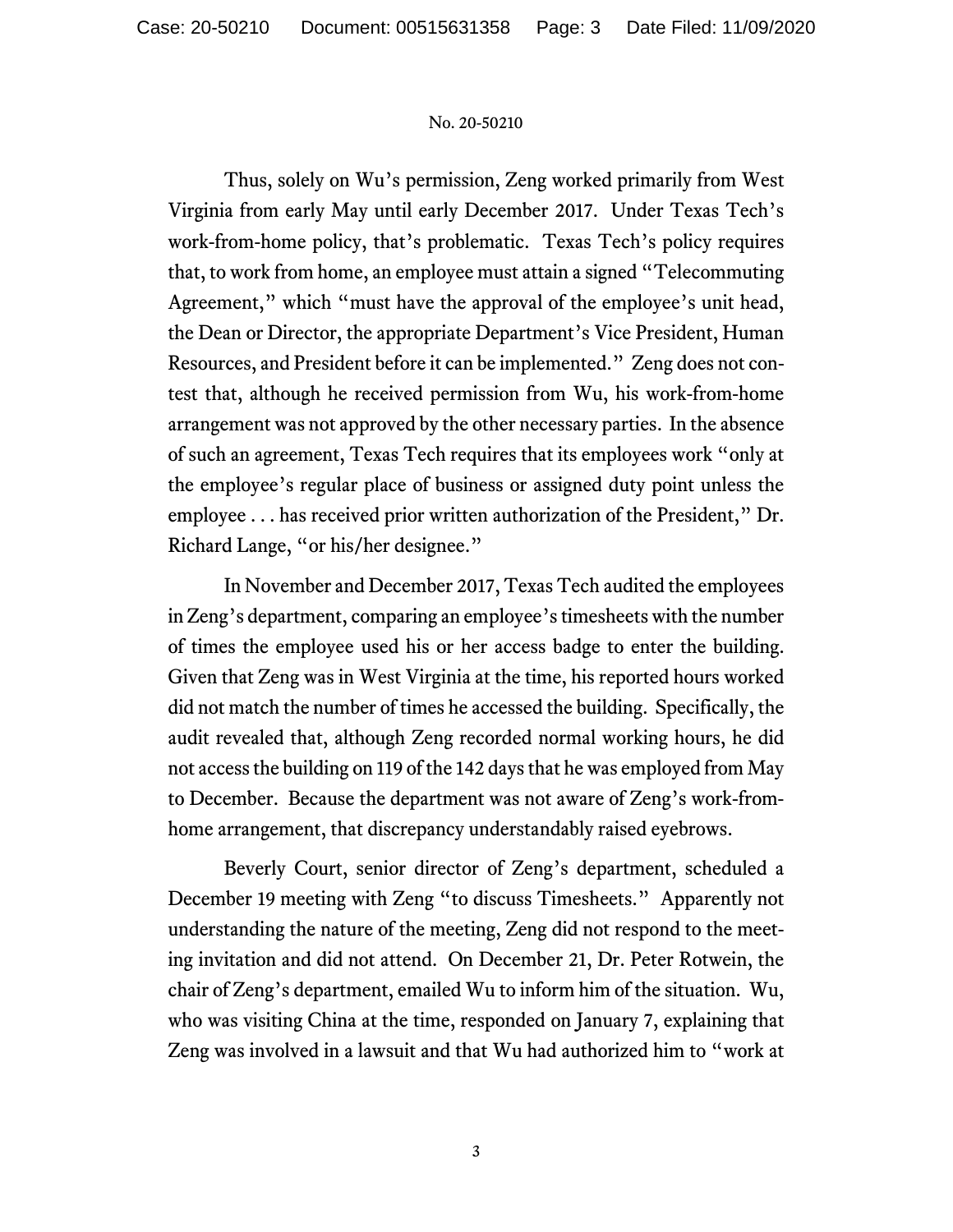Thus, solely on Wu's permission, Zeng worked primarily from West Virginia from early May until early December 2017. Under Texas Tech's work-from-home policy, that's problematic. Texas Tech's policy requires that, to work from home, an employee must attain a signed "Telecommuting Agreement," which "must have the approval of the employee's unit head, the Dean or Director, the appropriate Department's Vice President, Human Resources, and President before it can be implemented." Zeng does not contest that, although he received permission from Wu, his work-from-home arrangement was not approved by the other necessary parties. In the absence of such an agreement, Texas Tech requires that its employees work "only at the employee's regular place of business or assigned duty point unless the employee . . . has received prior written authorization of the President," Dr. Richard Lange, "or his/her designee."

In November and December 2017, Texas Tech audited the employees in Zeng's department, comparing an employee's timesheets with the number of times the employee used his or her access badge to enter the building. Given that Zeng was in West Virginia at the time, his reported hours worked did not match the number of times he accessed the building. Specifically, the audit revealed that, although Zeng recorded normal working hours, he did not access the building on 119 of the 142 days that he was employed from May to December. Because the department was not aware of Zeng's work-from-home arrangement, that discrepancy understandably raised eyebrows.

Beverly Court, senior director of Zeng's department, scheduled a December 19 meeting with Zeng "to discuss Timesheets." Apparently not understanding the nature of the meeting, Zeng did not respond to the meeting invitation and did not attend. On December 21, Dr. Peter Rotwein, the chair of Zeng's department, emailed Wu to inform him of the situation. Wu, who was visiting China at the time, responded on January 7, explaining that Zeng was involved in a lawsuit and that Wu had authorized him to "work at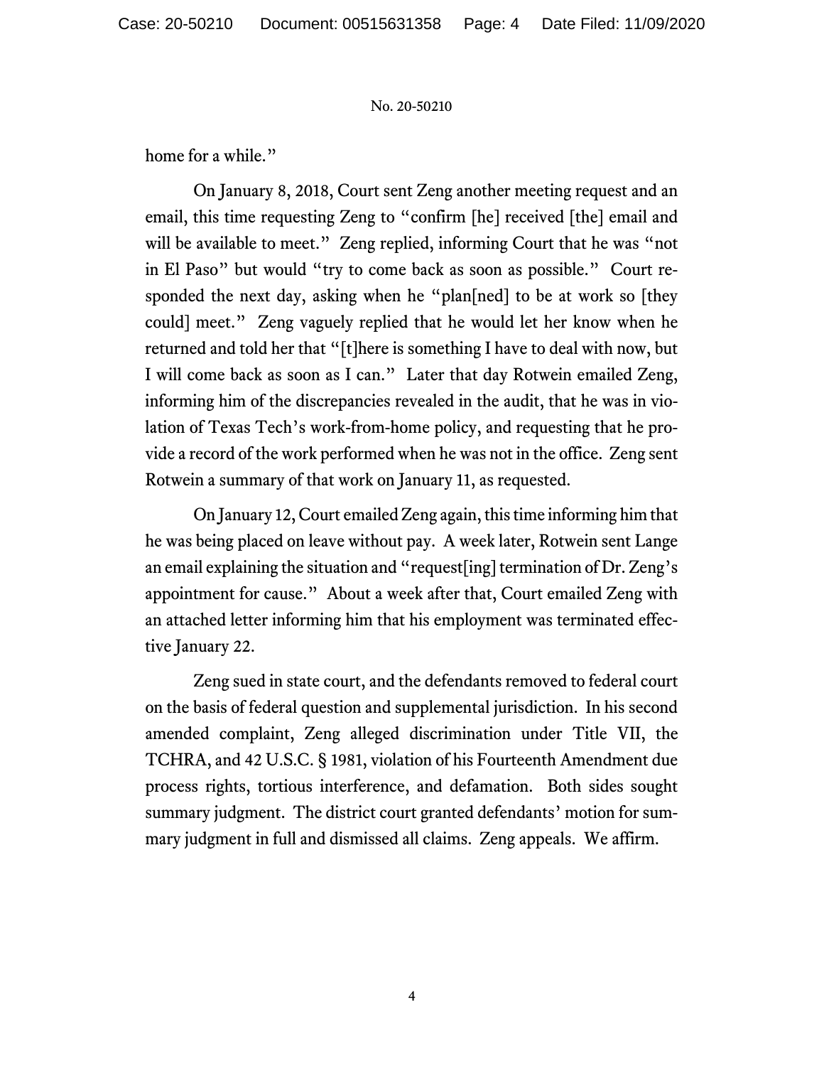home for a while."

On January 8, 2018, Court sent Zeng another meeting request and an email, this time requesting Zeng to "confirm [he] received [the] email and will be available to meet." Zeng replied, informing Court that he was "not in El Paso" but would "try to come back as soon as possible." Court responded the next day, asking when he "plan[ned] to be at work so [they could] meet." Zeng vaguely replied that he would let her know when he returned and told her that "[t]here is something I have to deal with now, but I will come back as soon as I can." Later that day Rotwein emailed Zeng, informing him of the discrepancies revealed in the audit, that he was in violation of Texas Tech's work-from-home policy, and requesting that he provide a record of the work performed when he was not in the office. Zeng sent Rotwein a summary of that work on January 11, as requested.

On January 12, Court emailed Zeng again, this time informing him that he was being placed on leave without pay. A week later, Rotwein sent Lange an email explaining the situation and "request[ing] termination of Dr. Zeng's appointment for cause." About a week after that, Court emailed Zeng with an attached letter informing him that his employment was terminated effective January 22.

Zeng sued in state court, and the defendants removed to federal court on the basis of federal question and supplemental jurisdiction. In his second amended complaint, Zeng alleged discrimination under Title VII, the TCHRA, and 42 U.S.C. § 1981, violation of his Fourteenth Amendment due process rights, tortious interference, and defamation. Both sides sought summary judgment. The district court granted defendants' motion for summary judgment in full and dismissed all claims. Zeng appeals. We affirm.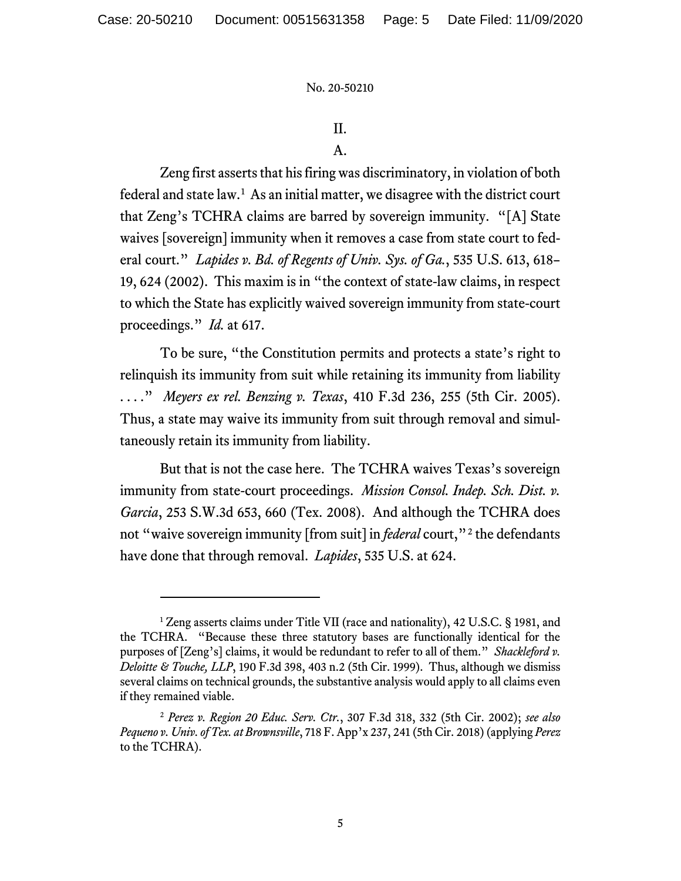## II.

### A.

Zeng first asserts that his firing was discriminatory, in violation of both federal and state law.[1] As an initial matter, we disagree with the district court that Zeng's TCHRA claims are barred by sovereign immunity. "[A] State waives [sovereign] immunity when it removes a case from state court to federal court." *Lapides v. Bd. of Regents of Univ. Sys. of Ga.*, 535 U.S. 613, 618–19, 624 (2002). This maxim is in "the context of state-law claims, in respect to which the State has explicitly waived sovereign immunity from state-court proceedings." *Id.* at 617.

To be sure, "the Constitution permits and protects a state's right to relinquish its immunity from suit while retaining its immunity from liability . . . ." *Meyers ex rel. Benzing v. Texas*, 410 F.3d 236, 255 (5th Cir. 2005). Thus, a state may waive its immunity from suit through removal and simultaneously retain its immunity from liability.

But that is not the case here. The TCHRA waives Texas's sovereign immunity from state-court proceedings. *Mission Consol. Indep. Sch. Dist. v. Garcia*, 253 S.W.3d 653, 660 (Tex. 2008). And although the TCHRA does not "waive sovereign immunity [from suit] in *federal* court,"[2] the defendants have done that through removal. *Lapides*, 535 U.S. at 624.

---

[1] Zeng asserts claims under Title VII (race and nationality), 42 U.S.C. § 1981, and the TCHRA. "Because these three statutory bases are functionally identical for the purposes of [Zeng's] claims, it would be redundant to refer to all of them." *Shackleford v. Deloitte & Touche, LLP*, 190 F.3d 398, 403 n.2 (5th Cir. 1999). Thus, although we dismiss several claims on technical grounds, the substantive analysis would apply to all claims even if they remained viable.

[2] *Perez v. Region 20 Educ. Serv. Ctr.*, 307 F.3d 318, 332 (5th Cir. 2002); *see also Pequeno v. Univ. of Tex. at Brownsville*, 718 F. App'x 237, 241 (5th Cir. 2018) (applying *Perez* to the TCHRA).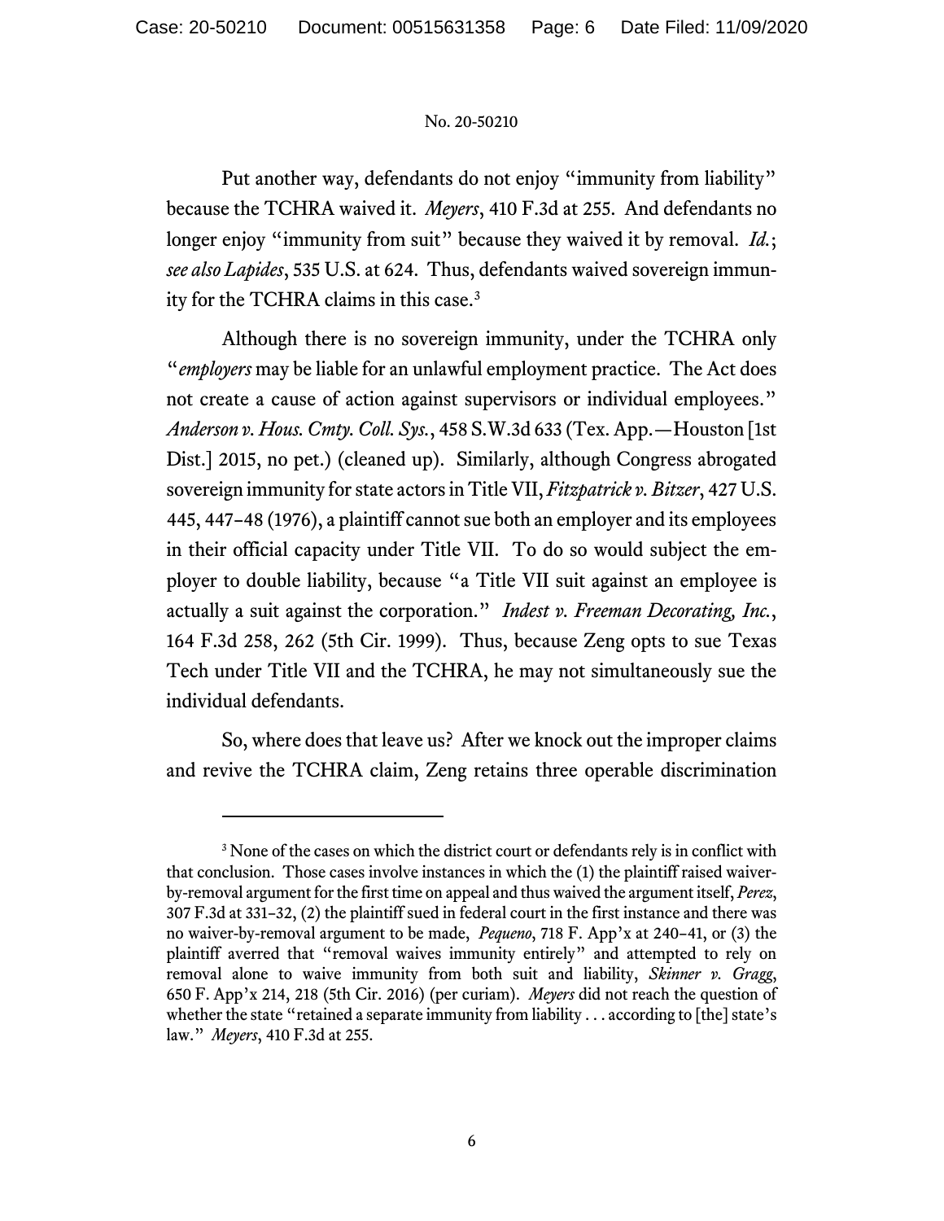Put another way, defendants do not enjoy "immunity from liability" because the TCHRA waived it. *Meyers*, 410 F.3d at 255. And defendants no longer enjoy "immunity from suit" because they waived it by removal. *Id.*; *see also Lapides*, 535 U.S. at 624. Thus, defendants waived sovereign immunity for the TCHRA claims in this case.[3]

Although there is no sovereign immunity, under the TCHRA only "*employers* may be liable for an unlawful employment practice. The Act does not create a cause of action against supervisors or individual employees." *Anderson v. Hous. Cmty. Coll. Sys.*, 458 S.W.3d 633 (Tex. App.—Houston [1st Dist.] 2015, no pet.) (cleaned up). Similarly, although Congress abrogated sovereign immunity for state actors in Title VII, *Fitzpatrick v. Bitzer*, 427 U.S. 445, 447–48 (1976), a plaintiff cannot sue both an employer and its employees in their official capacity under Title VII. To do so would subject the employer to double liability, because "a Title VII suit against an employee is actually a suit against the corporation." *Indest v. Freeman Decorating, Inc.*, 164 F.3d 258, 262 (5th Cir. 1999). Thus, because Zeng opts to sue Texas Tech under Title VII and the TCHRA, he may not simultaneously sue the individual defendants.

So, where does that leave us? After we knock out the improper claims and revive the TCHRA claim, Zeng retains three operable discrimination

---

[3] None of the cases on which the district court or defendants rely is in conflict with that conclusion. Those cases involve instances in which the (1) the plaintiff raised waiver-by-removal argument for the first time on appeal and thus waived the argument itself, *Perez*, 307 F.3d at 331–32, (2) the plaintiff sued in federal court in the first instance and there was no waiver-by-removal argument to be made, *Pequeno*, 718 F. App'x at 240–41, or (3) the plaintiff averred that "removal waives immunity entirely" and attempted to rely on removal alone to waive immunity from both suit and liability, *Skinner v. Gragg*, 650 F. App'x 214, 218 (5th Cir. 2016) (per curiam). *Meyers* did not reach the question of whether the state "retained a separate immunity from liability . . . according to [the] state's law." *Meyers*, 410 F.3d at 255.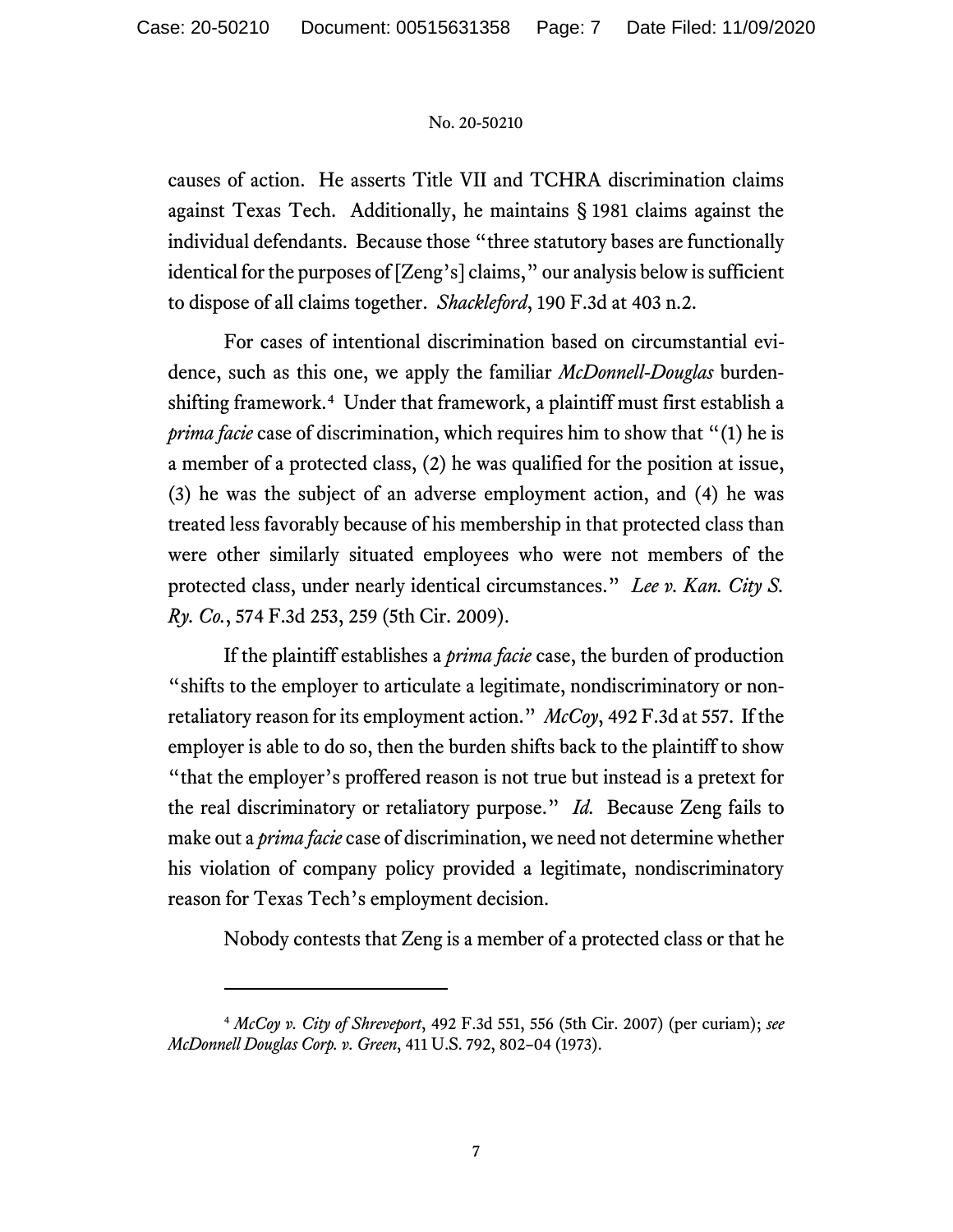causes of action. He asserts Title VII and TCHRA discrimination claims against Texas Tech. Additionally, he maintains § 1981 claims against the individual defendants. Because those "three statutory bases are functionally identical for the purposes of [Zeng's] claims," our analysis below is sufficient to dispose of all claims together. *Shackleford*, 190 F.3d at 403 n.2.

For cases of intentional discrimination based on circumstantial evidence, such as this one, we apply the familiar *McDonnell-Douglas* burden-shifting framework.[4] Under that framework, a plaintiff must first establish a *prima facie* case of discrimination, which requires him to show that "(1) he is a member of a protected class, (2) he was qualified for the position at issue, (3) he was the subject of an adverse employment action, and (4) he was treated less favorably because of his membership in that protected class than were other similarly situated employees who were not members of the protected class, under nearly identical circumstances." *Lee v. Kan. City S. Ry. Co.*, 574 F.3d 253, 259 (5th Cir. 2009).

If the plaintiff establishes a *prima facie* case, the burden of production "shifts to the employer to articulate a legitimate, nondiscriminatory or non-retaliatory reason for its employment action." *McCoy*, 492 F.3d at 557. If the employer is able to do so, then the burden shifts back to the plaintiff to show "that the employer's proffered reason is not true but instead is a pretext for the real discriminatory or retaliatory purpose." *Id.* Because Zeng fails to make out a *prima facie* case of discrimination, we need not determine whether his violation of company policy provided a legitimate, nondiscriminatory reason for Texas Tech's employment decision.

Nobody contests that Zeng is a member of a protected class or that he

---

[4] *McCoy v. City of Shreveport*, 492 F.3d 551, 556 (5th Cir. 2007) (per curiam); *see McDonnell Douglas Corp. v. Green*, 411 U.S. 792, 802–04 (1973).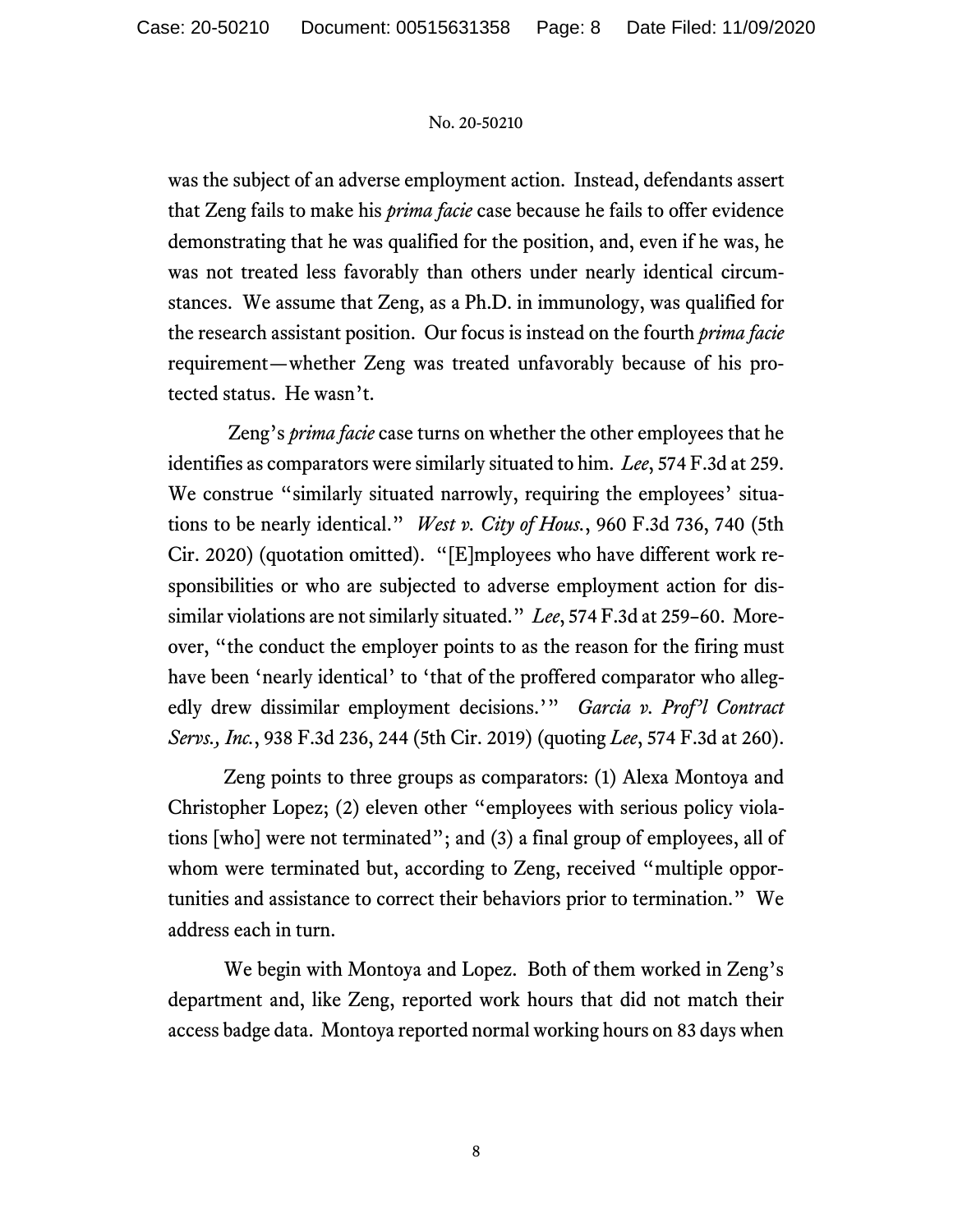was the subject of an adverse employment action. Instead, defendants assert that Zeng fails to make his *prima facie* case because he fails to offer evidence demonstrating that he was qualified for the position, and, even if he was, he was not treated less favorably than others under nearly identical circumstances. We assume that Zeng, as a Ph.D. in immunology, was qualified for the research assistant position. Our focus is instead on the fourth *prima facie* requirement—whether Zeng was treated unfavorably because of his protected status. He wasn't.

Zeng's *prima facie* case turns on whether the other employees that he identifies as comparators were similarly situated to him. *Lee*, 574 F.3d at 259. We construe "similarly situated narrowly, requiring the employees' situations to be nearly identical." *West v. City of Hous.*, 960 F.3d 736, 740 (5th Cir. 2020) (quotation omitted). "[E]mployees who have different work responsibilities or who are subjected to adverse employment action for dissimilar violations are not similarly situated." *Lee*, 574 F.3d at 259–60. Moreover, "the conduct the employer points to as the reason for the firing must have been 'nearly identical' to 'that of the proffered comparator who allegedly drew dissimilar employment decisions.'" *Garcia v. Prof'l Contract Servs., Inc.*, 938 F.3d 236, 244 (5th Cir. 2019) (quoting *Lee*, 574 F.3d at 260).

Zeng points to three groups as comparators: (1) Alexa Montoya and Christopher Lopez; (2) eleven other "employees with serious policy violations [who] were not terminated"; and (3) a final group of employees, all of whom were terminated but, according to Zeng, received "multiple opportunities and assistance to correct their behaviors prior to termination." We address each in turn.

We begin with Montoya and Lopez. Both of them worked in Zeng's department and, like Zeng, reported work hours that did not match their access badge data. Montoya reported normal working hours on 83 days when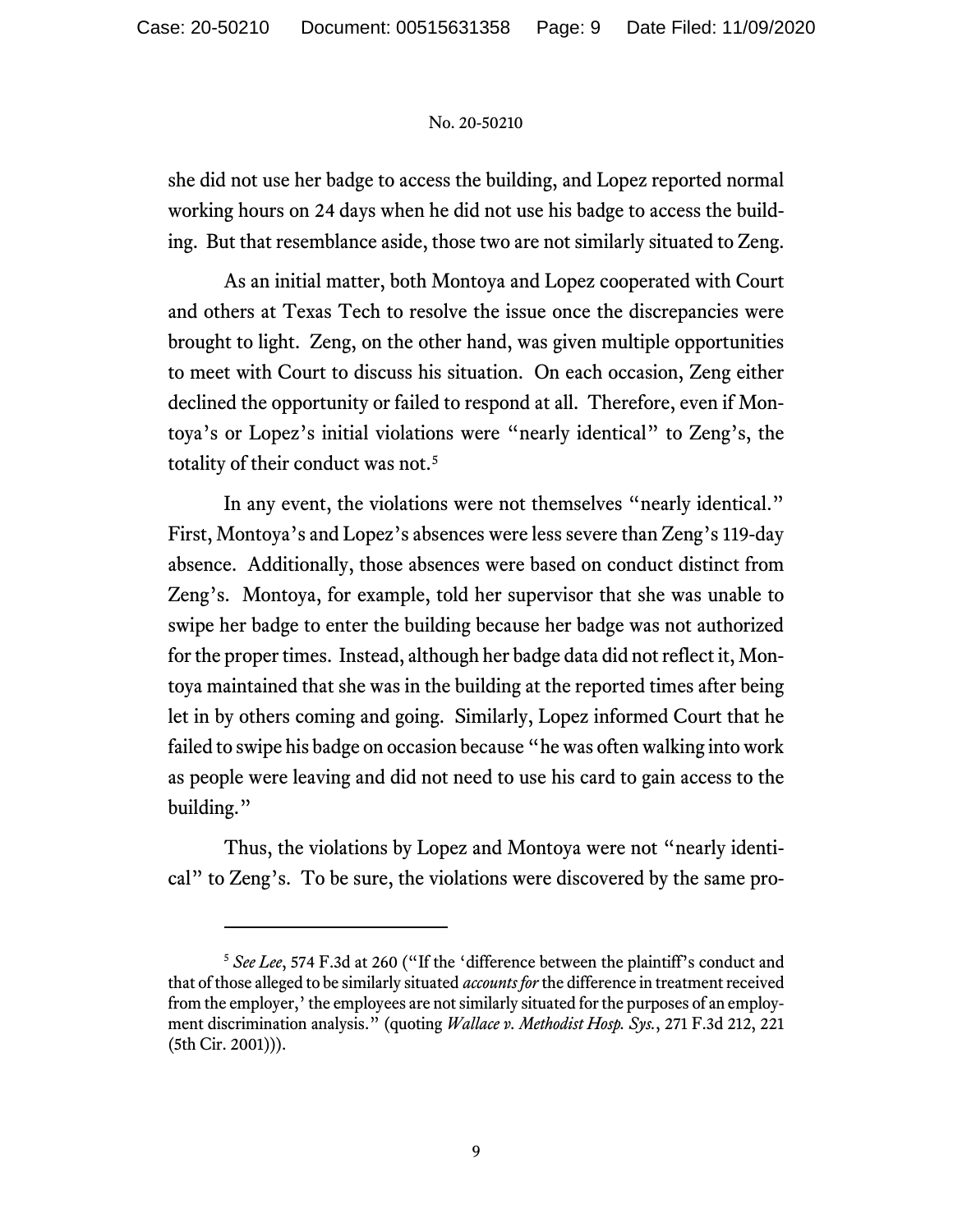she did not use her badge to access the building, and Lopez reported normal working hours on 24 days when he did not use his badge to access the building. But that resemblance aside, those two are not similarly situated to Zeng.

As an initial matter, both Montoya and Lopez cooperated with Court and others at Texas Tech to resolve the issue once the discrepancies were brought to light. Zeng, on the other hand, was given multiple opportunities to meet with Court to discuss his situation. On each occasion, Zeng either declined the opportunity or failed to respond at all. Therefore, even if Montoya's or Lopez's initial violations were "nearly identical" to Zeng's, the totality of their conduct was not.[5]

In any event, the violations were not themselves "nearly identical." First, Montoya's and Lopez's absences were less severe than Zeng's 119-day absence. Additionally, those absences were based on conduct distinct from Zeng's. Montoya, for example, told her supervisor that she was unable to swipe her badge to enter the building because her badge was not authorized for the proper times. Instead, although her badge data did not reflect it, Montoya maintained that she was in the building at the reported times after being let in by others coming and going. Similarly, Lopez informed Court that he failed to swipe his badge on occasion because "he was often walking into work as people were leaving and did not need to use his card to gain access to the building."

Thus, the violations by Lopez and Montoya were not "nearly identical" to Zeng's. To be sure, the violations were discovered by the same pro-

[5] *See Lee*, 574 F.3d at 260 ("If the 'difference between the plaintiff's conduct and that of those alleged to be similarly situated *accounts for* the difference in treatment received from the employer,' the employees are not similarly situated for the purposes of an employment discrimination analysis." (quoting *Wallace v. Methodist Hosp. Sys.*, 271 F.3d 212, 221 (5th Cir. 2001))).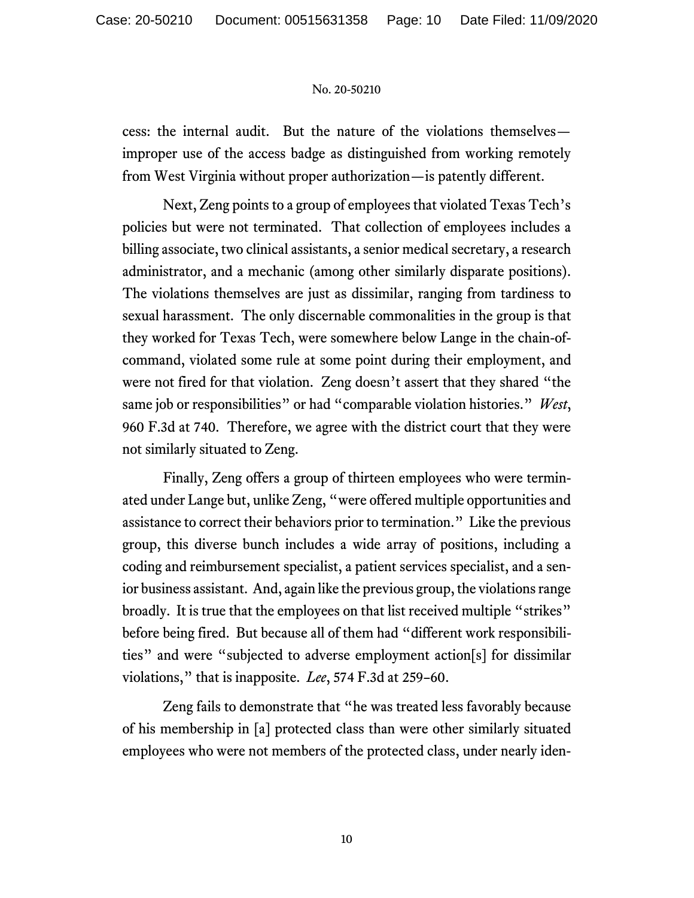cess: the internal audit. But the nature of the violations themselves—improper use of the access badge as distinguished from working remotely from West Virginia without proper authorization—is patently different.

Next, Zeng points to a group of employees that violated Texas Tech's policies but were not terminated. That collection of employees includes a billing associate, two clinical assistants, a senior medical secretary, a research administrator, and a mechanic (among other similarly disparate positions). The violations themselves are just as dissimilar, ranging from tardiness to sexual harassment. The only discernable commonalities in the group is that they worked for Texas Tech, were somewhere below Lange in the chain-of-command, violated some rule at some point during their employment, and were not fired for that violation. Zeng doesn't assert that they shared "the same job or responsibilities" or had "comparable violation histories." *West*, 960 F.3d at 740. Therefore, we agree with the district court that they were not similarly situated to Zeng.

Finally, Zeng offers a group of thirteen employees who were terminated under Lange but, unlike Zeng, "were offered multiple opportunities and assistance to correct their behaviors prior to termination." Like the previous group, this diverse bunch includes a wide array of positions, including a coding and reimbursement specialist, a patient services specialist, and a senior business assistant. And, again like the previous group, the violations range broadly. It is true that the employees on that list received multiple "strikes" before being fired. But because all of them had "different work responsibilities" and were "subjected to adverse employment action[s] for dissimilar violations," that is inapposite. *Lee*, 574 F.3d at 259–60.

Zeng fails to demonstrate that "he was treated less favorably because of his membership in [a] protected class than were other similarly situated employees who were not members of the protected class, under nearly iden-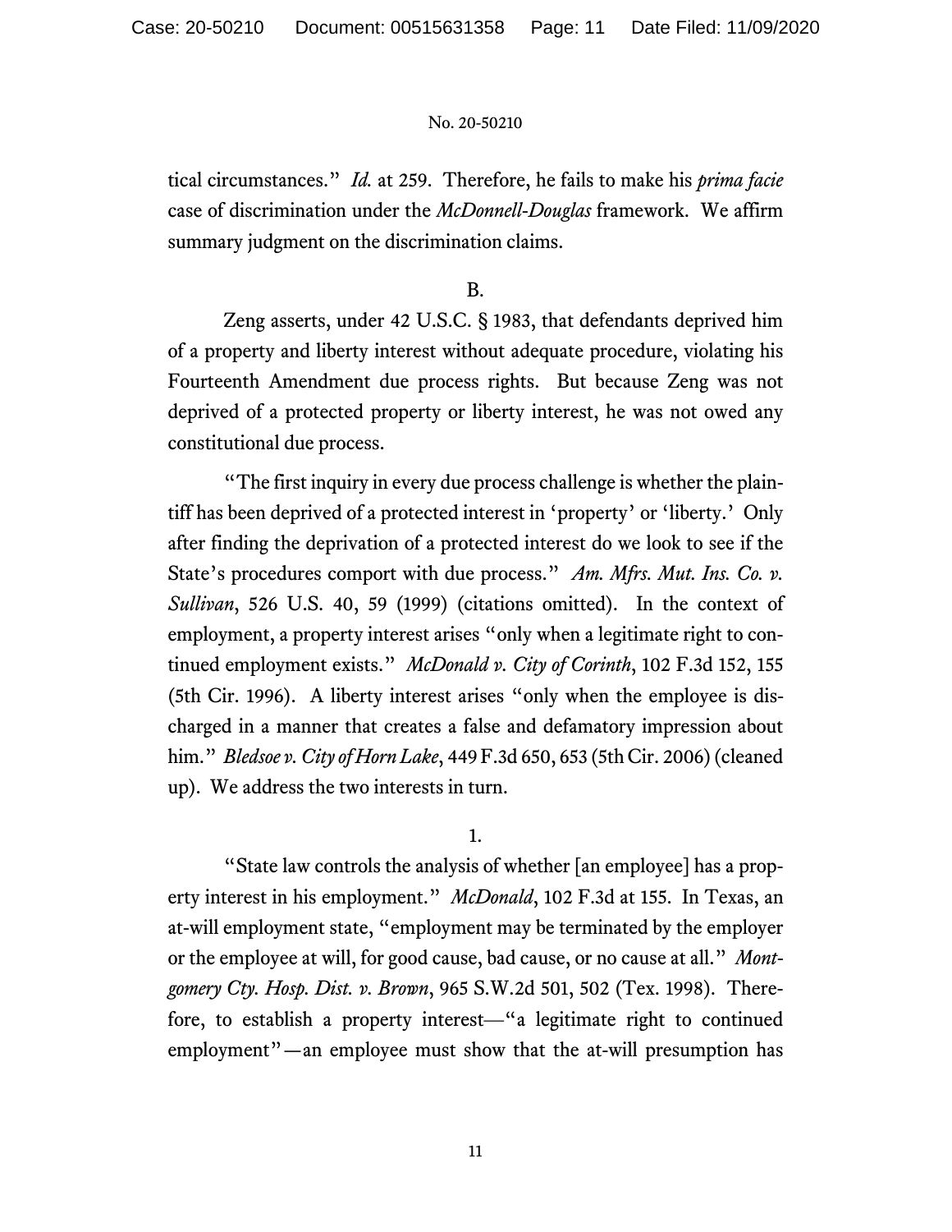tical circumstances." *Id.* at 259. Therefore, he fails to make his *prima facie* case of discrimination under the *McDonnell-Douglas* framework. We affirm summary judgment on the discrimination claims.

B.

Zeng asserts, under 42 U.S.C. § 1983, that defendants deprived him of a property and liberty interest without adequate procedure, violating his Fourteenth Amendment due process rights. But because Zeng was not deprived of a protected property or liberty interest, he was not owed any constitutional due process.

"The first inquiry in every due process challenge is whether the plaintiff has been deprived of a protected interest in 'property' or 'liberty.' Only after finding the deprivation of a protected interest do we look to see if the State's procedures comport with due process." *Am. Mfrs. Mut. Ins. Co. v. Sullivan*, 526 U.S. 40, 59 (1999) (citations omitted). In the context of employment, a property interest arises "only when a legitimate right to continued employment exists." *McDonald v. City of Corinth*, 102 F.3d 152, 155 (5th Cir. 1996). A liberty interest arises "only when the employee is discharged in a manner that creates a false and defamatory impression about him." *Bledsoe v. City of Horn Lake*, 449 F.3d 650, 653 (5th Cir. 2006) (cleaned up). We address the two interests in turn.

1.

"State law controls the analysis of whether [an employee] has a property interest in his employment." *McDonald*, 102 F.3d at 155. In Texas, an at-will employment state, "employment may be terminated by the employer or the employee at will, for good cause, bad cause, or no cause at all." *Montgomery Cty. Hosp. Dist. v. Brown*, 965 S.W.2d 501, 502 (Tex. 1998). Therefore, to establish a property interest—"a legitimate right to continued employment"—an employee must show that the at-will presumption has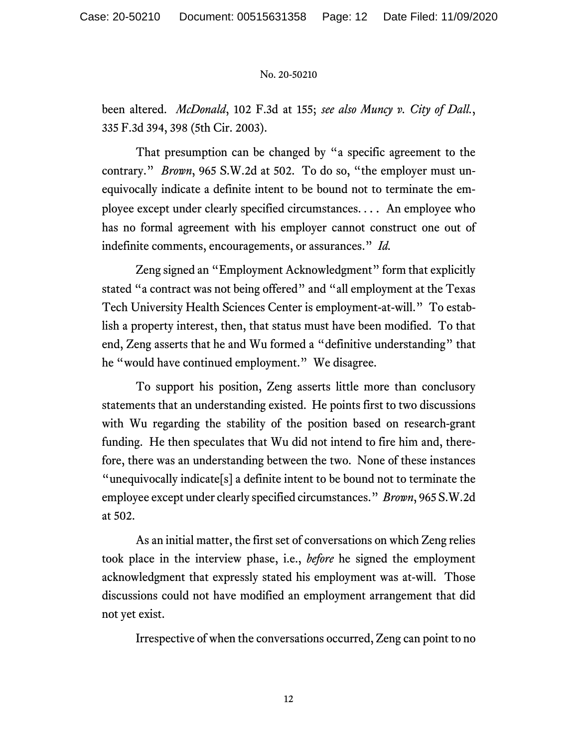been altered. *McDonald*, 102 F.3d at 155; *see also Muncy v. City of Dall.*, 335 F.3d 394, 398 (5th Cir. 2003).

That presumption can be changed by "a specific agreement to the contrary." *Brown*, 965 S.W.2d at 502. To do so, "the employer must unequivocally indicate a definite intent to be bound not to terminate the employee except under clearly specified circumstances. . . . An employee who has no formal agreement with his employer cannot construct one out of indefinite comments, encouragements, or assurances." *Id.*

Zeng signed an "Employment Acknowledgment" form that explicitly stated "a contract was not being offered" and "all employment at the Texas Tech University Health Sciences Center is employment-at-will." To establish a property interest, then, that status must have been modified. To that end, Zeng asserts that he and Wu formed a "definitive understanding" that he "would have continued employment." We disagree.

To support his position, Zeng asserts little more than conclusory statements that an understanding existed. He points first to two discussions with Wu regarding the stability of the position based on research-grant funding. He then speculates that Wu did not intend to fire him and, therefore, there was an understanding between the two. None of these instances "unequivocally indicate[s] a definite intent to be bound not to terminate the employee except under clearly specified circumstances." *Brown*, 965 S.W.2d at 502.

As an initial matter, the first set of conversations on which Zeng relies took place in the interview phase, i.e., *before* he signed the employment acknowledgment that expressly stated his employment was at-will. Those discussions could not have modified an employment arrangement that did not yet exist.

Irrespective of when the conversations occurred, Zeng can point to no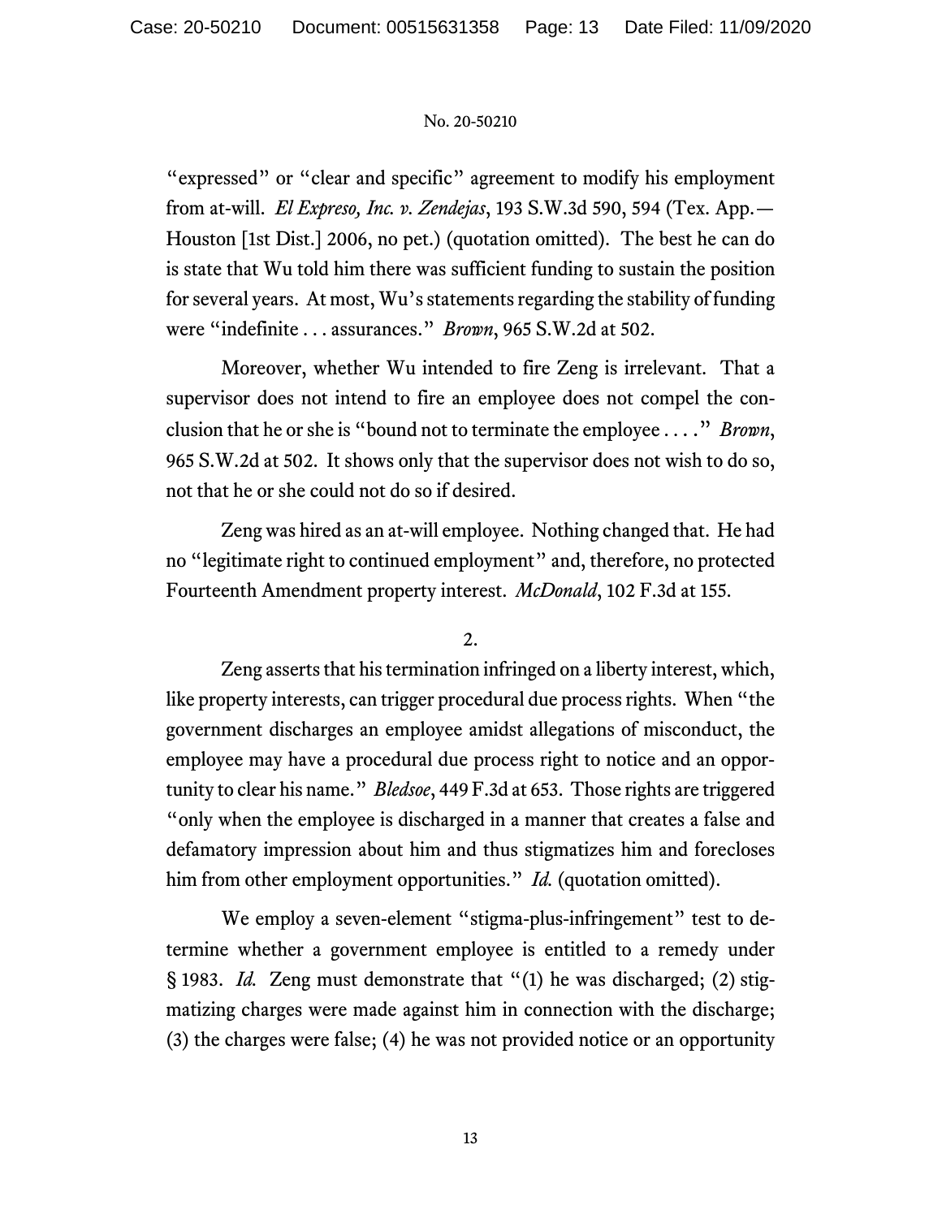"expressed" or "clear and specific" agreement to modify his employment from at-will. *El Expreso, Inc. v. Zendejas*, 193 S.W.3d 590, 594 (Tex. App.—Houston [1st Dist.] 2006, no pet.) (quotation omitted). The best he can do is state that Wu told him there was sufficient funding to sustain the position for several years. At most, Wu's statements regarding the stability of funding were "indefinite . . . assurances." *Brown*, 965 S.W.2d at 502.

Moreover, whether Wu intended to fire Zeng is irrelevant. That a supervisor does not intend to fire an employee does not compel the conclusion that he or she is "bound not to terminate the employee . . . ." *Brown*, 965 S.W.2d at 502. It shows only that the supervisor does not wish to do so, not that he or she could not do so if desired.

Zeng was hired as an at-will employee. Nothing changed that. He had no "legitimate right to continued employment" and, therefore, no protected Fourteenth Amendment property interest. *McDonald*, 102 F.3d at 155.

2.

Zeng asserts that his termination infringed on a liberty interest, which, like property interests, can trigger procedural due process rights. When "the government discharges an employee amidst allegations of misconduct, the employee may have a procedural due process right to notice and an opportunity to clear his name." *Bledsoe*, 449 F.3d at 653. Those rights are triggered "only when the employee is discharged in a manner that creates a false and defamatory impression about him and thus stigmatizes him and forecloses him from other employment opportunities." *Id.* (quotation omitted).

We employ a seven-element "stigma-plus-infringement" test to determine whether a government employee is entitled to a remedy under § 1983. *Id.* Zeng must demonstrate that "(1) he was discharged; (2) stigmatizing charges were made against him in connection with the discharge; (3) the charges were false; (4) he was not provided notice or an opportunity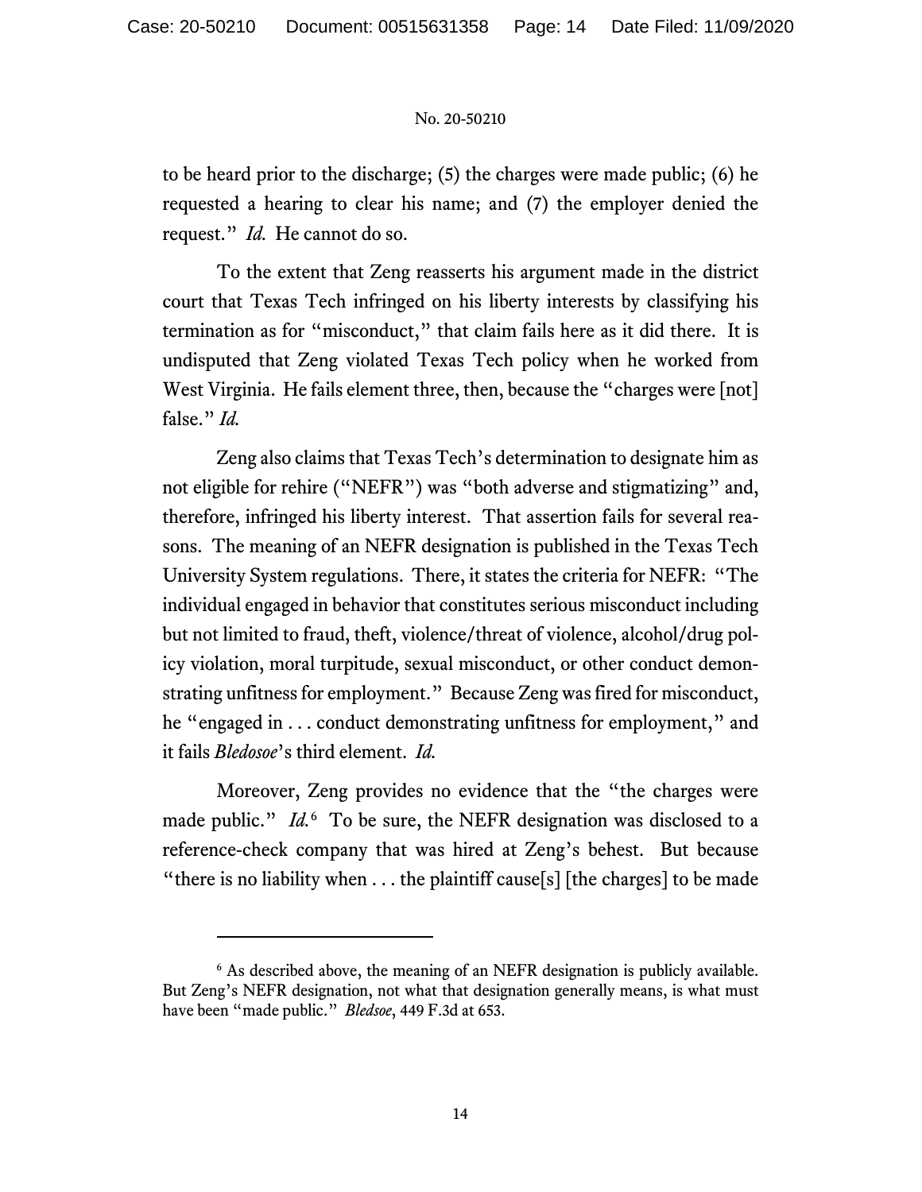to be heard prior to the discharge; (5) the charges were made public; (6) he requested a hearing to clear his name; and (7) the employer denied the request." *Id.* He cannot do so.

To the extent that Zeng reasserts his argument made in the district court that Texas Tech infringed on his liberty interests by classifying his termination as for "misconduct," that claim fails here as it did there. It is undisputed that Zeng violated Texas Tech policy when he worked from West Virginia. He fails element three, then, because the "charges were [not] false." *Id.*

Zeng also claims that Texas Tech's determination to designate him as not eligible for rehire ("NEFR") was "both adverse and stigmatizing" and, therefore, infringed his liberty interest. That assertion fails for several reasons. The meaning of an NEFR designation is published in the Texas Tech University System regulations. There, it states the criteria for NEFR: "The individual engaged in behavior that constitutes serious misconduct including but not limited to fraud, theft, violence/threat of violence, alcohol/drug policy violation, moral turpitude, sexual misconduct, or other conduct demonstrating unfitness for employment." Because Zeng was fired for misconduct, he "engaged in . . . conduct demonstrating unfitness for employment," and it fails *Bledosoe*'s third element. *Id.*

Moreover, Zeng provides no evidence that the "the charges were made public." *Id.*[6] To be sure, the NEFR designation was disclosed to a reference-check company that was hired at Zeng's behest. But because "there is no liability when . . . the plaintiff cause[s] [the charges] to be made

---

[6] As described above, the meaning of an NEFR designation is publicly available. But Zeng's NEFR designation, not what that designation generally means, is what must have been "made public." *Bledsoe*, 449 F.3d at 653.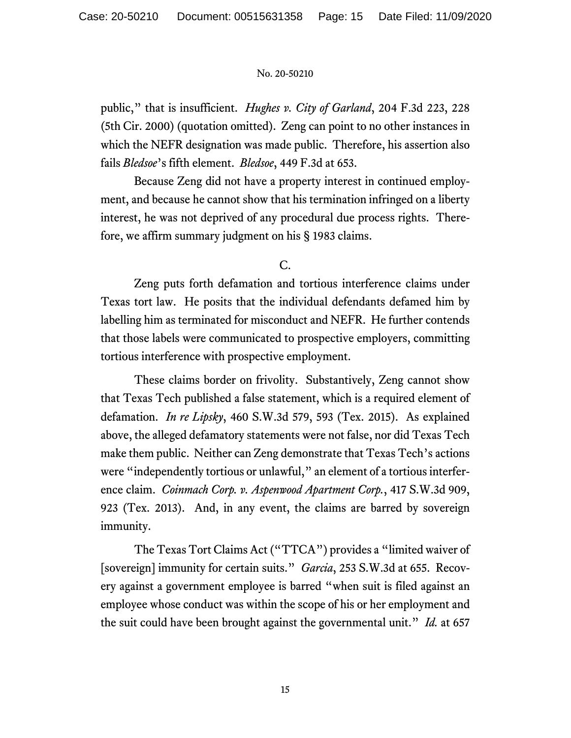public," that is insufficient. *Hughes v. City of Garland*, 204 F.3d 223, 228 (5th Cir. 2000) (quotation omitted). Zeng can point to no other instances in which the NEFR designation was made public. Therefore, his assertion also fails *Bledsoe*'s fifth element. *Bledsoe*, 449 F.3d at 653.

Because Zeng did not have a property interest in continued employment, and because he cannot show that his termination infringed on a liberty interest, he was not deprived of any procedural due process rights. Therefore, we affirm summary judgment on his § 1983 claims.

C.

Zeng puts forth defamation and tortious interference claims under Texas tort law. He posits that the individual defendants defamed him by labelling him as terminated for misconduct and NEFR. He further contends that those labels were communicated to prospective employers, committing tortious interference with prospective employment.

These claims border on frivolity. Substantively, Zeng cannot show that Texas Tech published a false statement, which is a required element of defamation. *In re Lipsky*, 460 S.W.3d 579, 593 (Tex. 2015). As explained above, the alleged defamatory statements were not false, nor did Texas Tech make them public. Neither can Zeng demonstrate that Texas Tech's actions were "independently tortious or unlawful," an element of a tortious interference claim. *Coinmach Corp. v. Aspenwood Apartment Corp.*, 417 S.W.3d 909, 923 (Tex. 2013). And, in any event, the claims are barred by sovereign immunity.

The Texas Tort Claims Act ("TTCA") provides a "limited waiver of [sovereign] immunity for certain suits." *Garcia*, 253 S.W.3d at 655. Recovery against a government employee is barred "when suit is filed against an employee whose conduct was within the scope of his or her employment and the suit could have been brought against the governmental unit." *Id.* at 657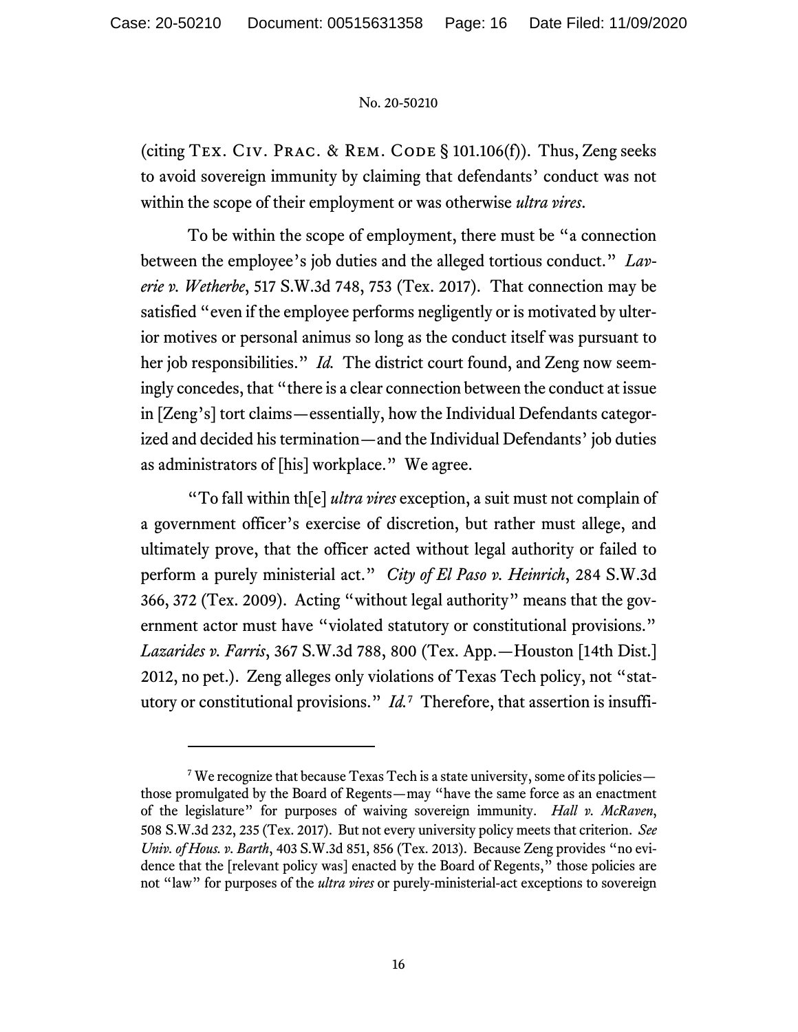(citing TEX. CIV. PRAC. & REM. CODE § 101.106(f)). Thus, Zeng seeks to avoid sovereign immunity by claiming that defendants' conduct was not within the scope of their employment or was otherwise *ultra vires*.

To be within the scope of employment, there must be "a connection between the employee's job duties and the alleged tortious conduct." *Laverie v. Wetherbe*, 517 S.W.3d 748, 753 (Tex. 2017). That connection may be satisfied "even if the employee performs negligently or is motivated by ulterior motives or personal animus so long as the conduct itself was pursuant to her job responsibilities." *Id.* The district court found, and Zeng now seemingly concedes, that "there is a clear connection between the conduct at issue in [Zeng's] tort claims—essentially, how the Individual Defendants categorized and decided his termination—and the Individual Defendants' job duties as administrators of [his] workplace." We agree.

"To fall within th[e] *ultra vires* exception, a suit must not complain of a government officer's exercise of discretion, but rather must allege, and ultimately prove, that the officer acted without legal authority or failed to perform a purely ministerial act." *City of El Paso v. Heinrich*, 284 S.W.3d 366, 372 (Tex. 2009). Acting "without legal authority" means that the government actor must have "violated statutory or constitutional provisions." *Lazarides v. Farris*, 367 S.W.3d 788, 800 (Tex. App.—Houston [14th Dist.] 2012, no pet.). Zeng alleges only violations of Texas Tech policy, not "statutory or constitutional provisions." *Id.*[7] Therefore, that assertion is insuffi-

---

[7] We recognize that because Texas Tech is a state university, some of its policies—those promulgated by the Board of Regents—may "have the same force as an enactment of the legislature" for purposes of waiving sovereign immunity. *Hall v. McRaven*, 508 S.W.3d 232, 235 (Tex. 2017). But not every university policy meets that criterion. *See Univ. of Hous. v. Barth*, 403 S.W.3d 851, 856 (Tex. 2013). Because Zeng provides "no evidence that the [relevant policy was] enacted by the Board of Regents," those policies are not "law" for purposes of the *ultra vires* or purely-ministerial-act exceptions to sovereign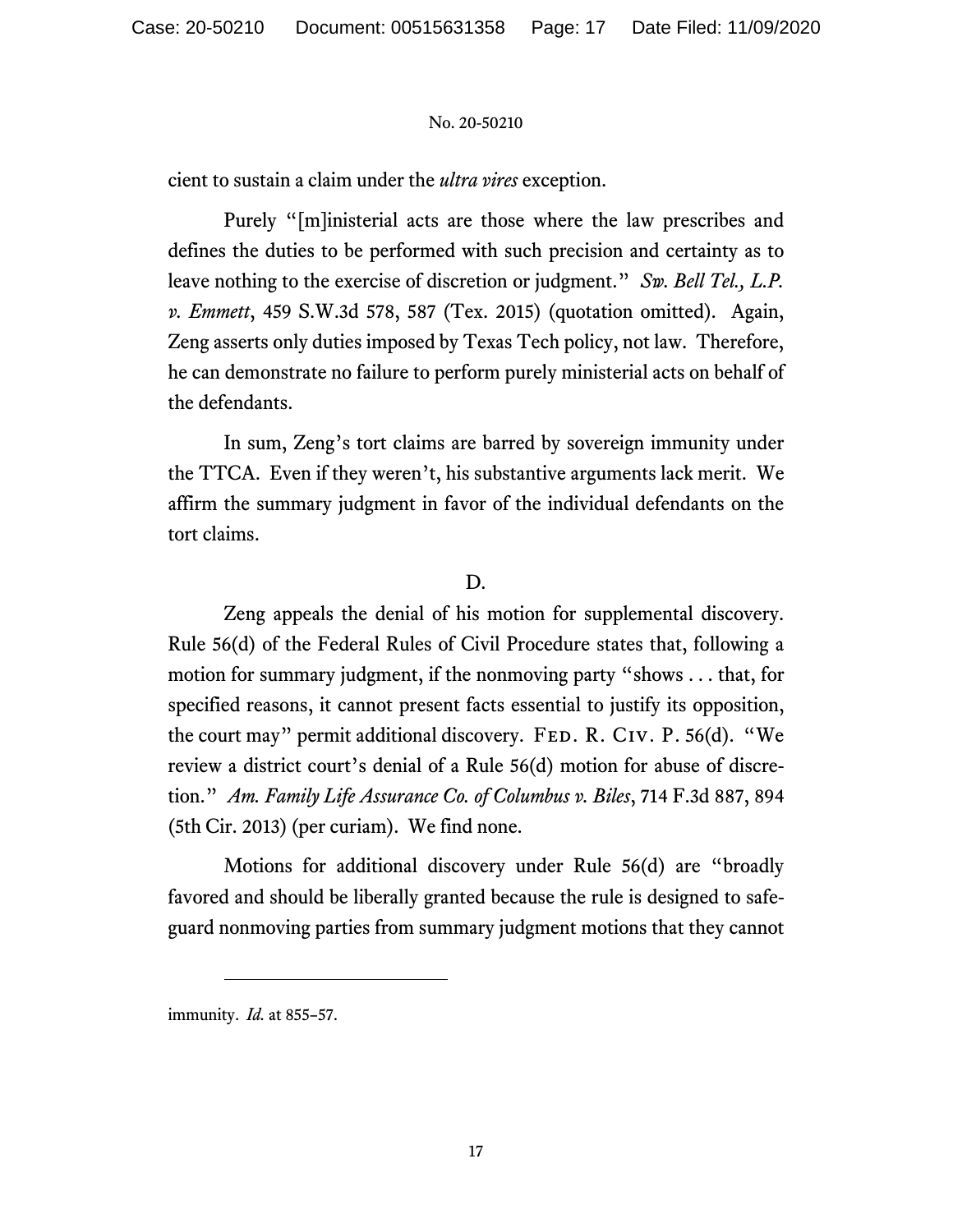cient to sustain a claim under the *ultra vires* exception.

Purely "[m]inisterial acts are those where the law prescribes and defines the duties to be performed with such precision and certainty as to leave nothing to the exercise of discretion or judgment." *Sw. Bell Tel., L.P. v. Emmett*, 459 S.W.3d 578, 587 (Tex. 2015) (quotation omitted). Again, Zeng asserts only duties imposed by Texas Tech policy, not law. Therefore, he can demonstrate no failure to perform purely ministerial acts on behalf of the defendants.

In sum, Zeng's tort claims are barred by sovereign immunity under the TTCA. Even if they weren't, his substantive arguments lack merit. We affirm the summary judgment in favor of the individual defendants on the tort claims.

D.

Zeng appeals the denial of his motion for supplemental discovery. Rule 56(d) of the Federal Rules of Civil Procedure states that, following a motion for summary judgment, if the nonmoving party "shows . . . that, for specified reasons, it cannot present facts essential to justify its opposition, the court may" permit additional discovery. FED. R. CIV. P. 56(d). "We review a district court's denial of a Rule 56(d) motion for abuse of discretion." *Am. Family Life Assurance Co. of Columbus v. Biles*, 714 F.3d 887, 894 (5th Cir. 2013) (per curiam). We find none.

Motions for additional discovery under Rule 56(d) are "broadly favored and should be liberally granted because the rule is designed to safeguard nonmoving parties from summary judgment motions that they cannot

---

immunity. *Id.* at 855–57.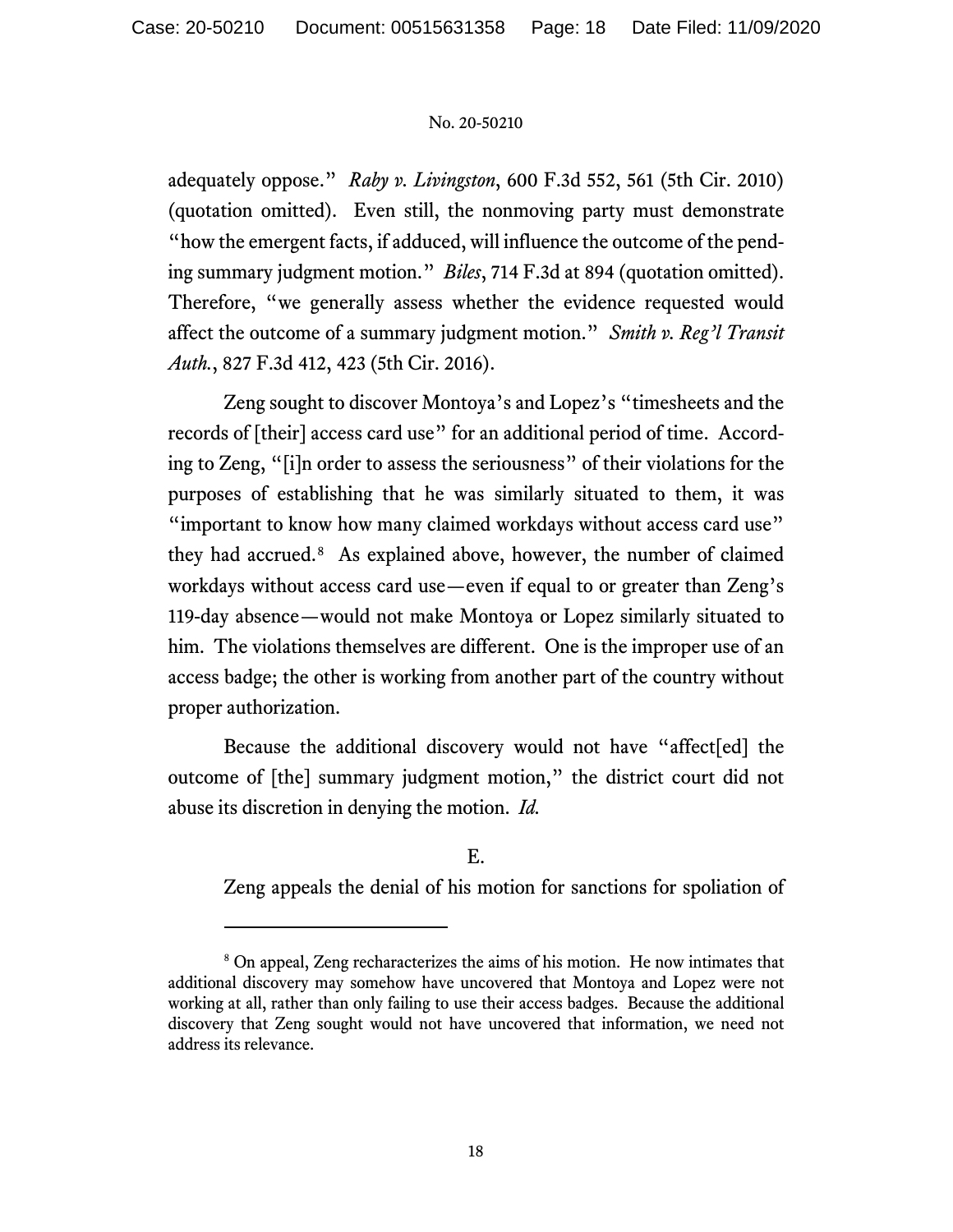adequately oppose." *Raby v. Livingston*, 600 F.3d 552, 561 (5th Cir. 2010) (quotation omitted). Even still, the nonmoving party must demonstrate "how the emergent facts, if adduced, will influence the outcome of the pending summary judgment motion." *Biles*, 714 F.3d at 894 (quotation omitted). Therefore, "we generally assess whether the evidence requested would affect the outcome of a summary judgment motion." *Smith v. Reg'l Transit Auth.*, 827 F.3d 412, 423 (5th Cir. 2016).

Zeng sought to discover Montoya's and Lopez's "timesheets and the records of [their] access card use" for an additional period of time. According to Zeng, "[i]n order to assess the seriousness" of their violations for the purposes of establishing that he was similarly situated to them, it was "important to know how many claimed workdays without access card use" they had accrued.[8] As explained above, however, the number of claimed workdays without access card use—even if equal to or greater than Zeng's 119-day absence—would not make Montoya or Lopez similarly situated to him. The violations themselves are different. One is the improper use of an access badge; the other is working from another part of the country without proper authorization.

Because the additional discovery would not have "affect[ed] the outcome of [the] summary judgment motion," the district court did not abuse its discretion in denying the motion. *Id.*

E.

Zeng appeals the denial of his motion for sanctions for spoliation of

---

[8] On appeal, Zeng recharacterizes the aims of his motion. He now intimates that additional discovery may somehow have uncovered that Montoya and Lopez were not working at all, rather than only failing to use their access badges. Because the additional discovery that Zeng sought would not have uncovered that information, we need not address its relevance.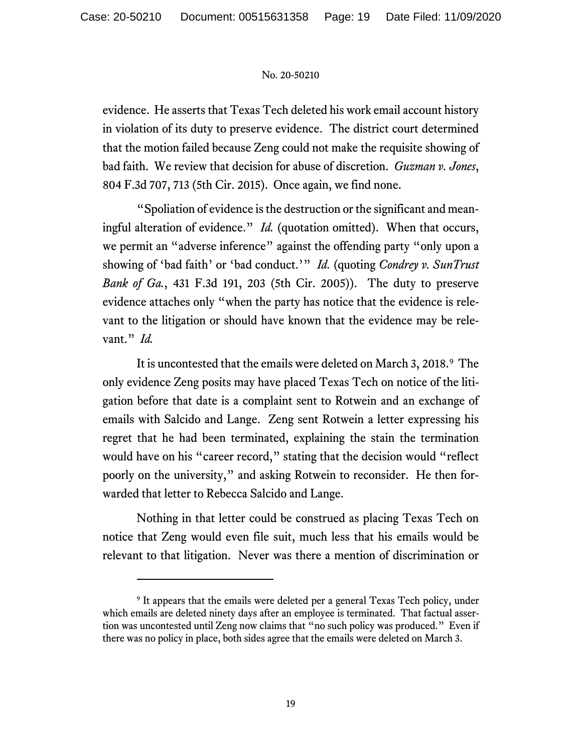evidence. He asserts that Texas Tech deleted his work email account history in violation of its duty to preserve evidence. The district court determined that the motion failed because Zeng could not make the requisite showing of bad faith. We review that decision for abuse of discretion. *Guzman v. Jones*, 804 F.3d 707, 713 (5th Cir. 2015). Once again, we find none.

"Spoliation of evidence is the destruction or the significant and meaningful alteration of evidence." *Id.* (quotation omitted). When that occurs, we permit an "adverse inference" against the offending party "only upon a showing of 'bad faith' or 'bad conduct.'" *Id.* (quoting *Condrey v. SunTrust Bank of Ga.*, 431 F.3d 191, 203 (5th Cir. 2005)). The duty to preserve evidence attaches only "when the party has notice that the evidence is relevant to the litigation or should have known that the evidence may be relevant." *Id.*

It is uncontested that the emails were deleted on March 3, 2018.[9] The only evidence Zeng posits may have placed Texas Tech on notice of the litigation before that date is a complaint sent to Rotwein and an exchange of emails with Salcido and Lange. Zeng sent Rotwein a letter expressing his regret that he had been terminated, explaining the stain the termination would have on his "career record," stating that the decision would "reflect poorly on the university," and asking Rotwein to reconsider. He then forwarded that letter to Rebecca Salcido and Lange.

Nothing in that letter could be construed as placing Texas Tech on notice that Zeng would even file suit, much less that his emails would be relevant to that litigation. Never was there a mention of discrimination or

---

[9] It appears that the emails were deleted per a general Texas Tech policy, under which emails are deleted ninety days after an employee is terminated. That factual assertion was uncontested until Zeng now claims that "no such policy was produced." Even if there was no policy in place, both sides agree that the emails were deleted on March 3.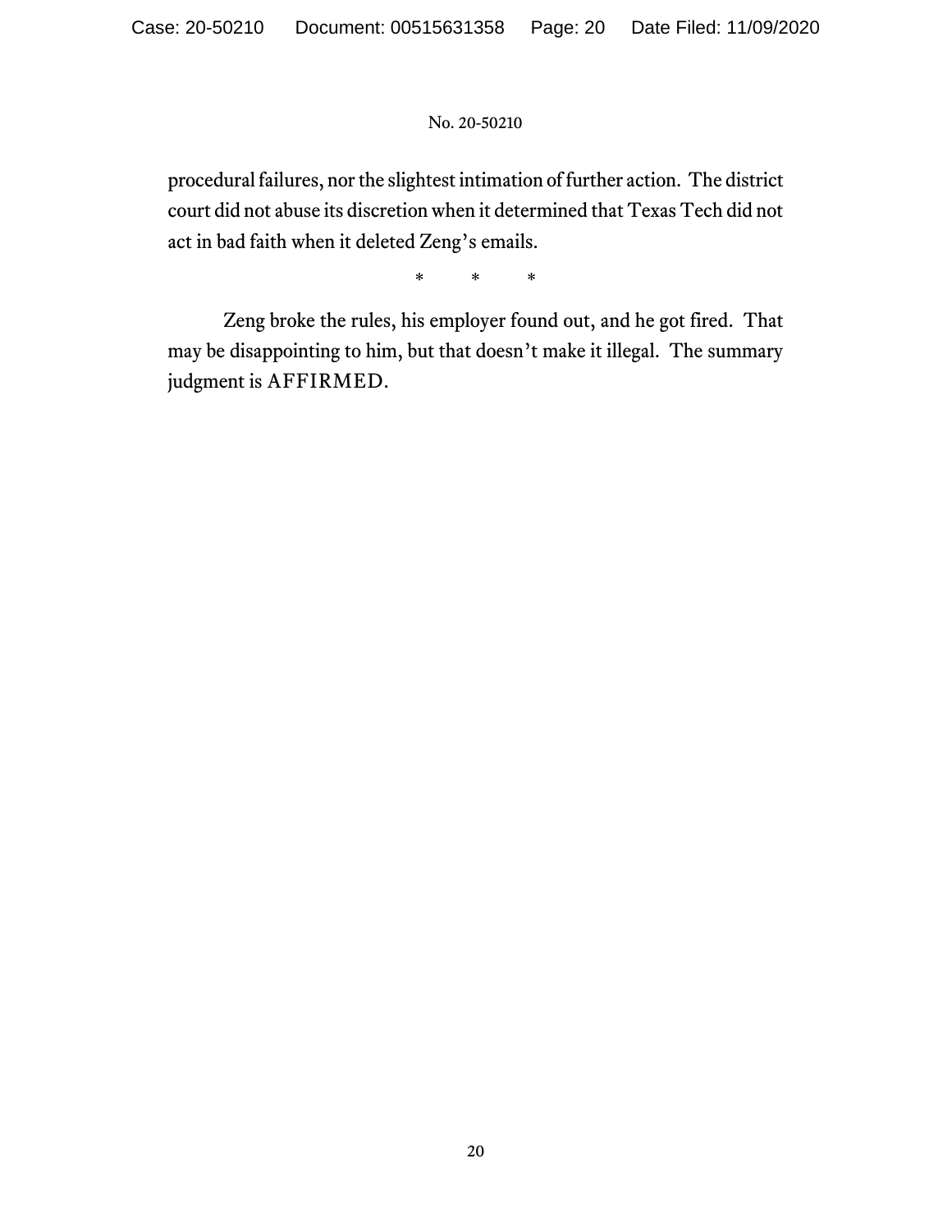procedural failures, nor the slightest intimation of further action. The district court did not abuse its discretion when it determined that Texas Tech did not act in bad faith when it deleted Zeng's emails.

\* \* \*

Zeng broke the rules, his employer found out, and he got fired. That may be disappointing to him, but that doesn't make it illegal. The summary judgment is AFFIRMED.